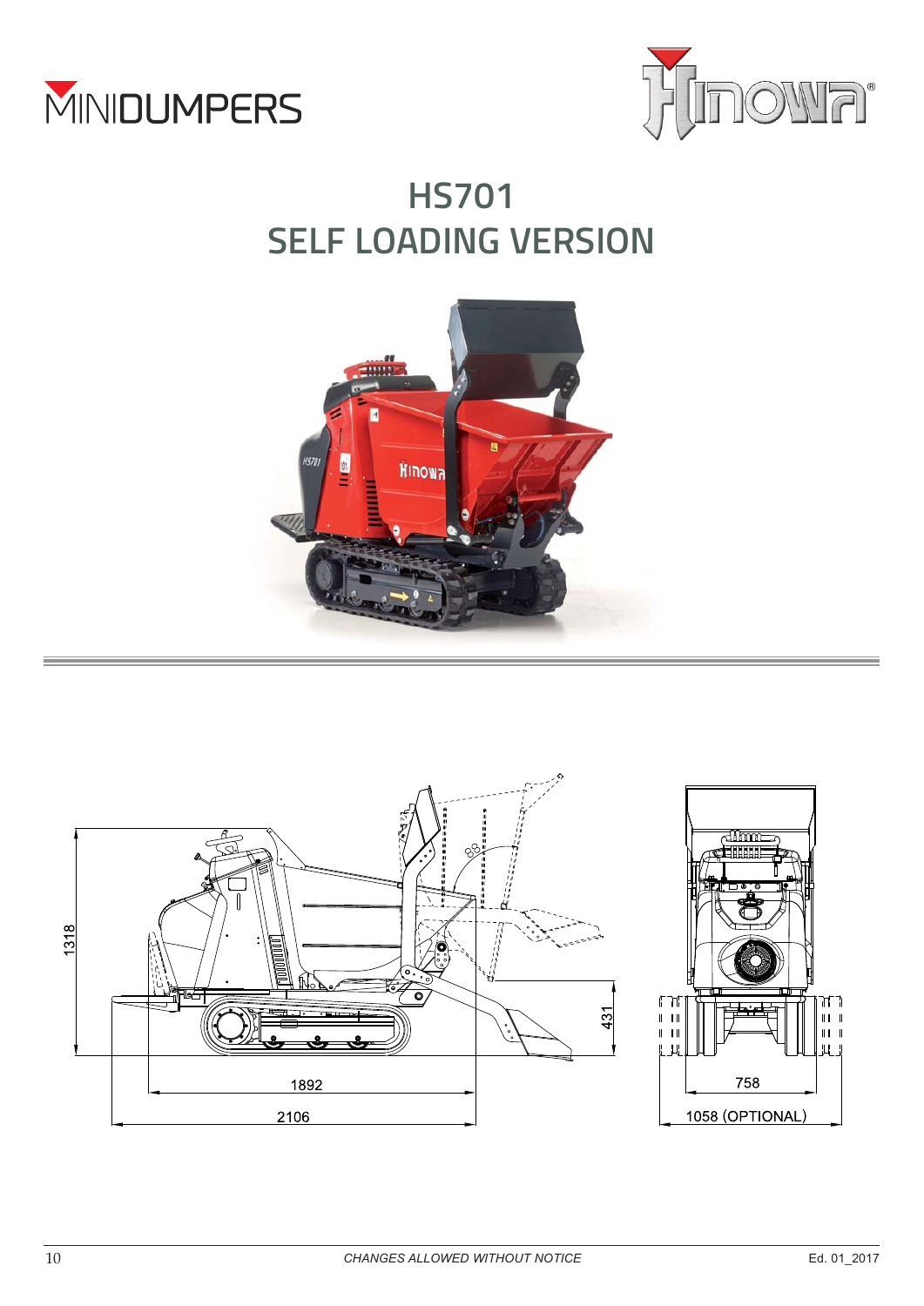# HS701
# SELF LOADING VERSION

1318

431

1892

2106

758

1058 (OPTIONAL)

*CHANGES ALLOWED WITHOUT NOTICE*

Ed. 01_2017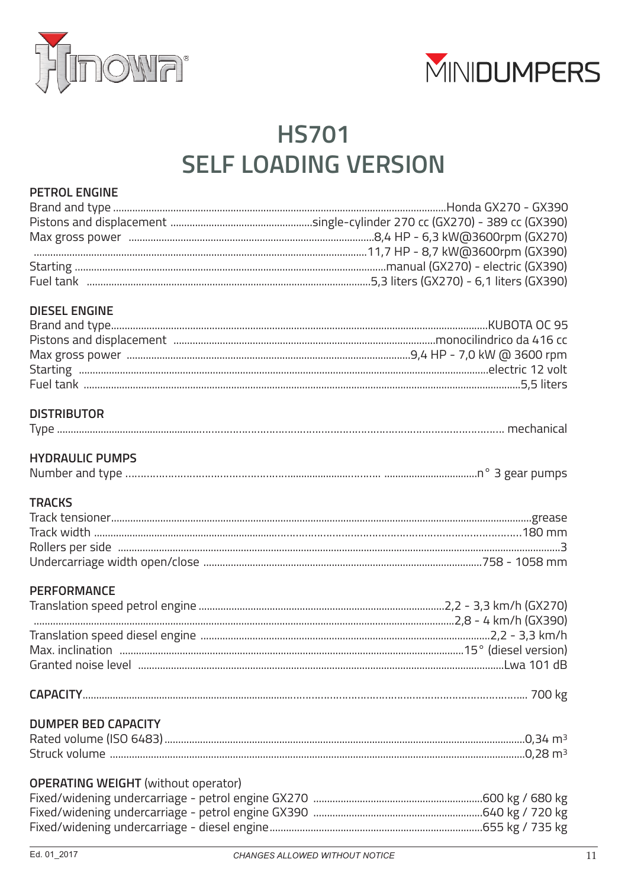# HS701
# SELF LOADING VERSION

### PETROL ENGINE

| | |
|---|---|
| Brand and type | Honda GX270 - GX390 |
| Pistons and displacement | single-cylinder 270 cc (GX270) - 389 cc (GX390) |
| Max gross power | 8,4 HP - 6,3 kW@3600rpm (GX270) |
| | 11,7 HP - 8,7 kW@3600rpm (GX390) |
| Starting | manual (GX270) - electric (GX390) |
| Fuel tank | 5,3 liters (GX270) - 6,1 liters (GX390) |

### DIESEL ENGINE

| | |
|---|---|
| Brand and type | KUBOTA OC 95 |
| Pistons and displacement | monocilindrico da 416 cc |
| Max gross power | 9,4 HP - 7,0 kW @ 3600 rpm |
| Starting | electric 12 volt |
| Fuel tank | 5,5 liters |

### DISTRIBUTOR

| | |
|---|---|
| Type | mechanical |

### HYDRAULIC PUMPS

| | |
|---|---|
| Number and type | n° 3 gear pumps |

### TRACKS

| | |
|---|---|
| Track tensioner | grease |
| Track width | 180 mm |
| Rollers per side | 3 |
| Undercarriage width open/close | 758 - 1058 mm |

### PERFORMANCE

| | |
|---|---|
| Translation speed petrol engine | 2,2 - 3,3 km/h (GX270) |
| | 2,8 - 4 km/h (GX390) |
| Translation speed diesel engine | 2,2 - 3,3 km/h |
| Max. inclination | 15° (diesel version) |
| Granted noise level | Lwa 101 dB |

| | |
|---|---|
| **CAPACITY** | 700 kg |

### DUMPER BED CAPACITY

| | |
|---|---|
| Rated volume (ISO 6483) | 0,34 $m^3$ |
| Struck volume | 0,28 $m^3$ |

### OPERATING WEIGHT (without operator)

| | |
|---|---|
| Fixed/widening undercarriage - petrol engine GX270 | 600 kg / 680 kg |
| Fixed/widening undercarriage - petrol engine GX390 | 640 kg / 720 kg |
| Fixed/widening undercarriage - diesel engine | 655 kg / 735 kg |

Ed. 01_2017 — *CHANGES ALLOWED WITHOUT NOTICE*